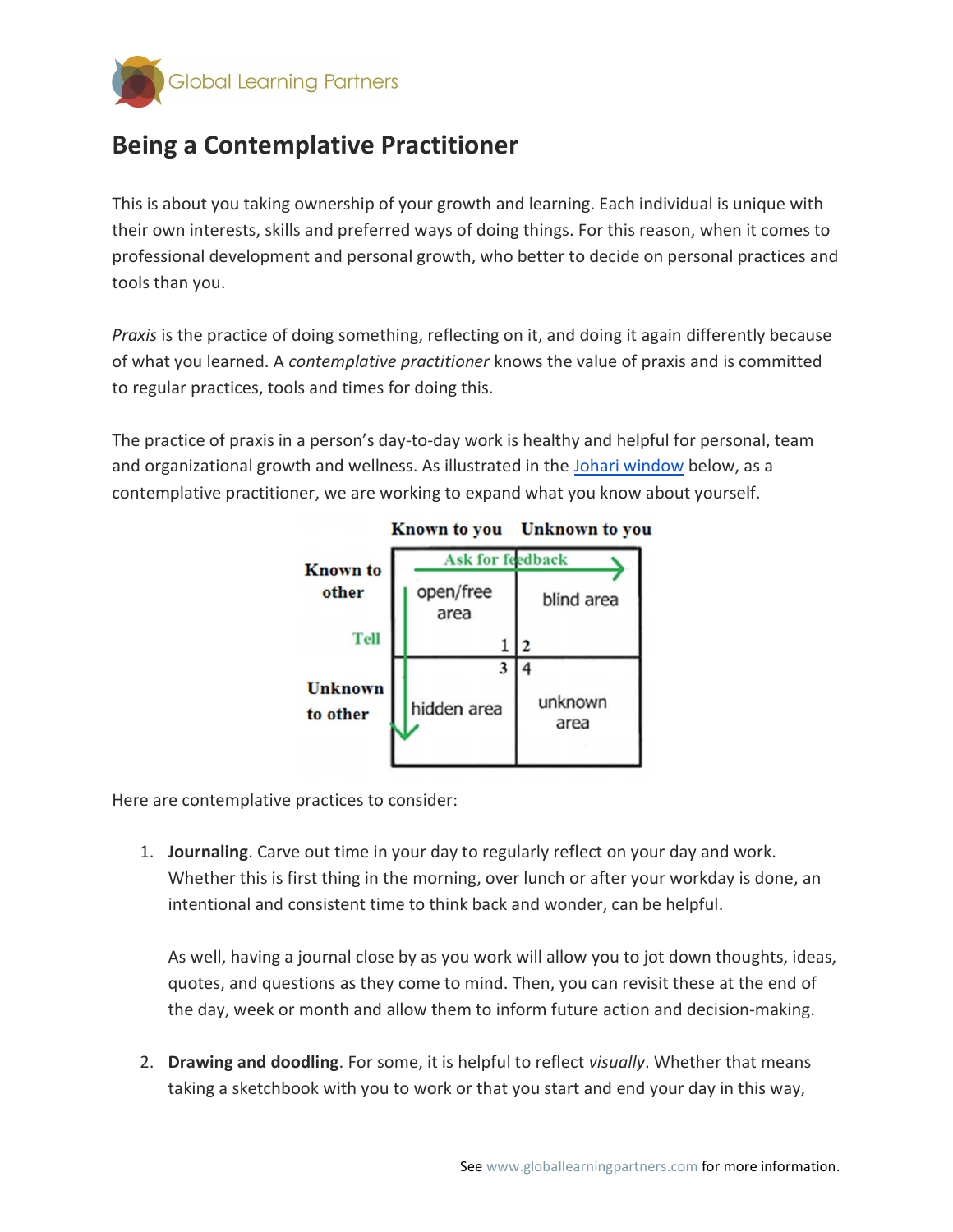# Being a Contemplative Practitioner

This is about you taking ownership of your growth and learning. Each individual is unique with their own interests, skills and preferred ways of doing things. For this reason, when it comes to professional development and personal growth, who better to decide on personal practices and tools than you.

*Praxis* is the practice of doing something, reflecting on it, and doing it again differently because of what you learned. A *contemplative practitioner* knows the value of praxis and is committed to regular practices, tools and times for doing this.

The practice of praxis in a person's day-to-day work is healthy and helpful for personal, team and organizational growth and wellness. As illustrated in the [Johari window](Johari window) below, as a contemplative practitioner, we are working to expand what you know about yourself.

| | Known to you | Unknown to you |
|---|---|---|
| Known to other | open/free area 1 | blind area 2 |
| Unknown to other | hidden area 3 | unknown area 4 |

Ask for feedback → (across the top row)
Tell ↓ (down the left column)

Here are contemplative practices to consider:

1. **Journaling**. Carve out time in your day to regularly reflect on your day and work. Whether this is first thing in the morning, over lunch or after your workday is done, an intentional and consistent time to think back and wonder, can be helpful.

   As well, having a journal close by as you work will allow you to jot down thoughts, ideas, quotes, and questions as they come to mind. Then, you can revisit these at the end of the day, week or month and allow them to inform future action and decision-making.

2. **Drawing and doodling**. For some, it is helpful to reflect *visually*. Whether that means taking a sketchbook with you to work or that you start and end your day in this way,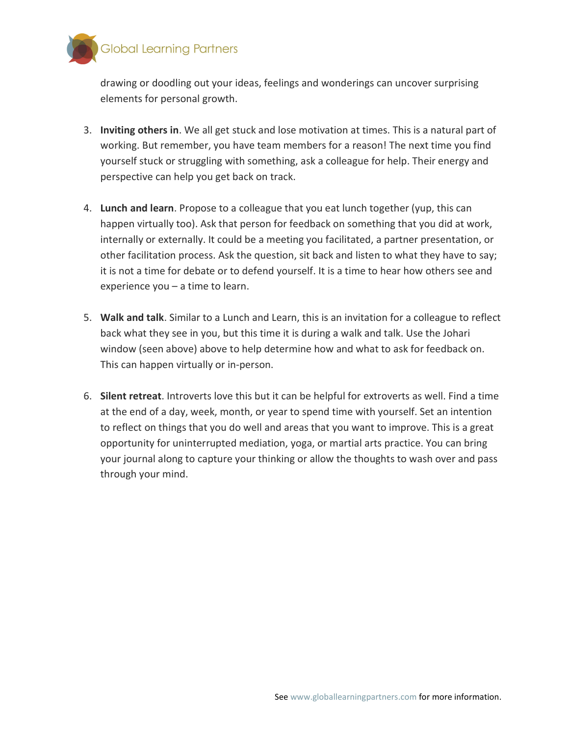drawing or doodling out your ideas, feelings and wonderings can uncover surprising elements for personal growth.

3. **Inviting others in**. We all get stuck and lose motivation at times. This is a natural part of working. But remember, you have team members for a reason! The next time you find yourself stuck or struggling with something, ask a colleague for help. Their energy and perspective can help you get back on track.

4. **Lunch and learn**. Propose to a colleague that you eat lunch together (yup, this can happen virtually too). Ask that person for feedback on something that you did at work, internally or externally. It could be a meeting you facilitated, a partner presentation, or other facilitation process. Ask the question, sit back and listen to what they have to say; it is not a time for debate or to defend yourself. It is a time to hear how others see and experience you – a time to learn.

5. **Walk and talk**. Similar to a Lunch and Learn, this is an invitation for a colleague to reflect back what they see in you, but this time it is during a walk and talk. Use the Johari window (seen above) above to help determine how and what to ask for feedback on. This can happen virtually or in-person.

6. **Silent retreat**. Introverts love this but it can be helpful for extroverts as well. Find a time at the end of a day, week, month, or year to spend time with yourself. Set an intention to reflect on things that you do well and areas that you want to improve. This is a great opportunity for uninterrupted mediation, yoga, or martial arts practice. You can bring your journal along to capture your thinking or allow the thoughts to wash over and pass through your mind.